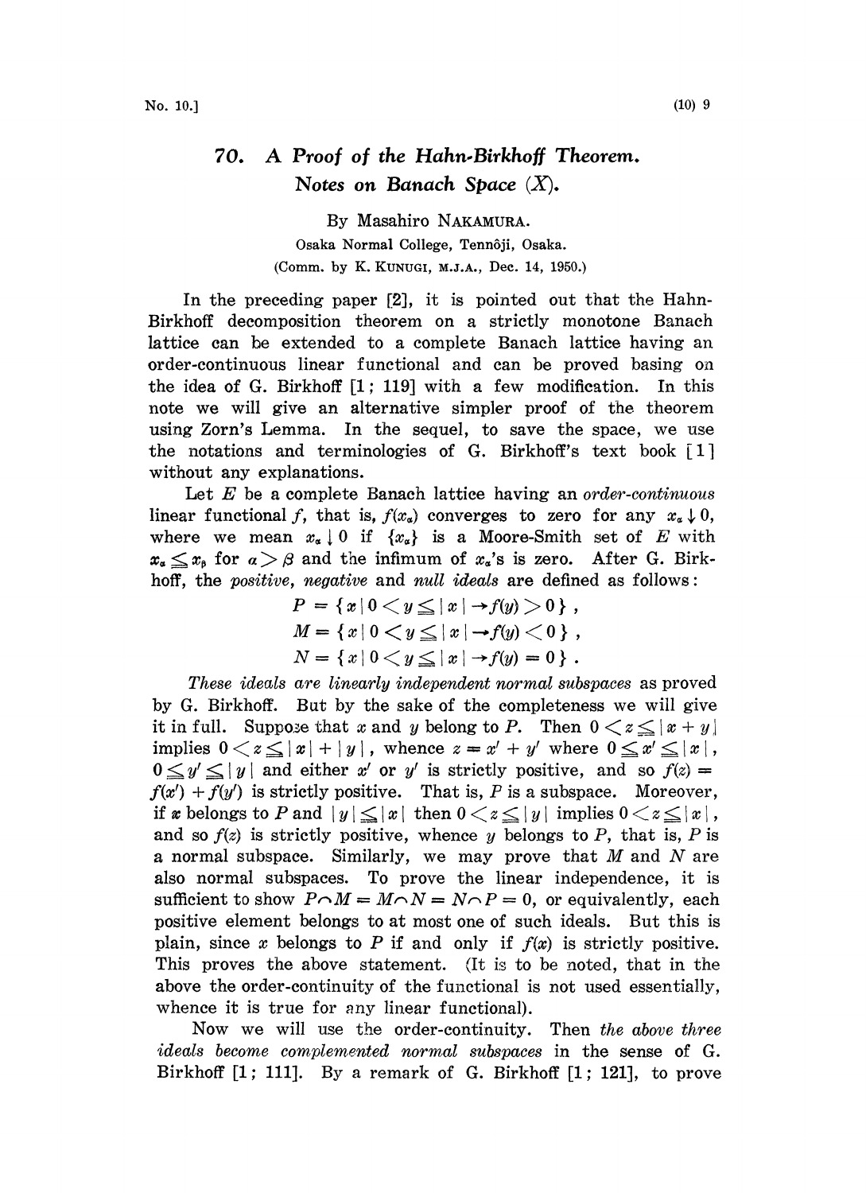# 70. A Proof of the Hahn-Birkhoff Theorem. Notes on Banach Space (X).

By Masahiro NAKAMURA.

Osaka Normal College, Tennôji, Osaka.

(Comm. by K. KUNUGI, M.J.A., Dec. 14, 1950.)

In the preceding paper [2], it is pointed out that the Hahn-Birkhoff decomposition theorem on a strictly monotone Banach lattice can be extended to a complete Banach lattice having an order-continuous linear functional and can be proved basing on the idea of G. Birkhoff [1; 119] with a few modification. In this note we will give an alternative simpler proof of the theorem using Zorn's Lemma. In the sequel, to save the space, we use the notations and terminologies of G. Birkhoff's text book [1] without any explanations.

Let $E$ be a complete Banach lattice having an *order-continuous* linear functional $f$, that is, $f(x_\alpha)$ converges to zero for any $x_\alpha \downarrow 0$, where we mean $x_\alpha \downarrow 0$ if $\{x_\alpha\}$ is a Moore-Smith set of $E$ with $x_\alpha \leqq x_\beta$ for $\alpha > \beta$ and the infimum of $x_\alpha$'s is zero. After G. Birkhoff, the *positive*, *negative* and *null ideals* are defined as follows:

$$P = \{x \mid 0 < y \leqq |x| \rightarrow f(y) > 0\},$$
$$M = \{x \mid 0 < y \leqq |x| \rightarrow f(y) < 0\},$$
$$N = \{x \mid 0 < y \leqq |x| \rightarrow f(y) = 0\}.$$

*These ideals are linearly independent normal subspaces* as proved by G. Birkhoff. But by the sake of the completeness we will give it in full. Suppose that $x$ and $y$ belong to $P$. Then $0 < z \leqq |x + y|$ implies $0 < z \leqq |x| + |y|$, whence $z = x' + y'$ where $0 \leqq x' \leqq |x|$, $0 \leqq y' \leqq |y|$ and either $x'$ or $y'$ is strictly positive, and so $f(z) = f(x') + f(y')$ is strictly positive. That is, $P$ is a subspace. Moreover, if $x$ belongs to $P$ and $|y| \leqq |x|$ then $0 < z \leqq |y|$ implies $0 < z \leqq |x|$, and so $f(z)$ is strictly positive, whence $y$ belongs to $P$, that is, $P$ is a normal subspace. Similarly, we may prove that $M$ and $N$ are also normal subspaces. To prove the linear independence, it is sufficient to show $P \frown M = M \frown N = N \frown P = 0$, or equivalently, each positive element belongs to at most one of such ideals. But this is plain, since $x$ belongs to $P$ if and only if $f(x)$ is strictly positive. This proves the above statement. (It is to be noted, that in the above the order-continuity of the functional is not used essentially, whence it is true for any linear functional).

Now we will use the order-continuity. Then *the above three ideals become complemented normal subspaces* in the sense of G. Birkhoff [1; 111]. By a remark of G. Birkhoff [1; 121], to prove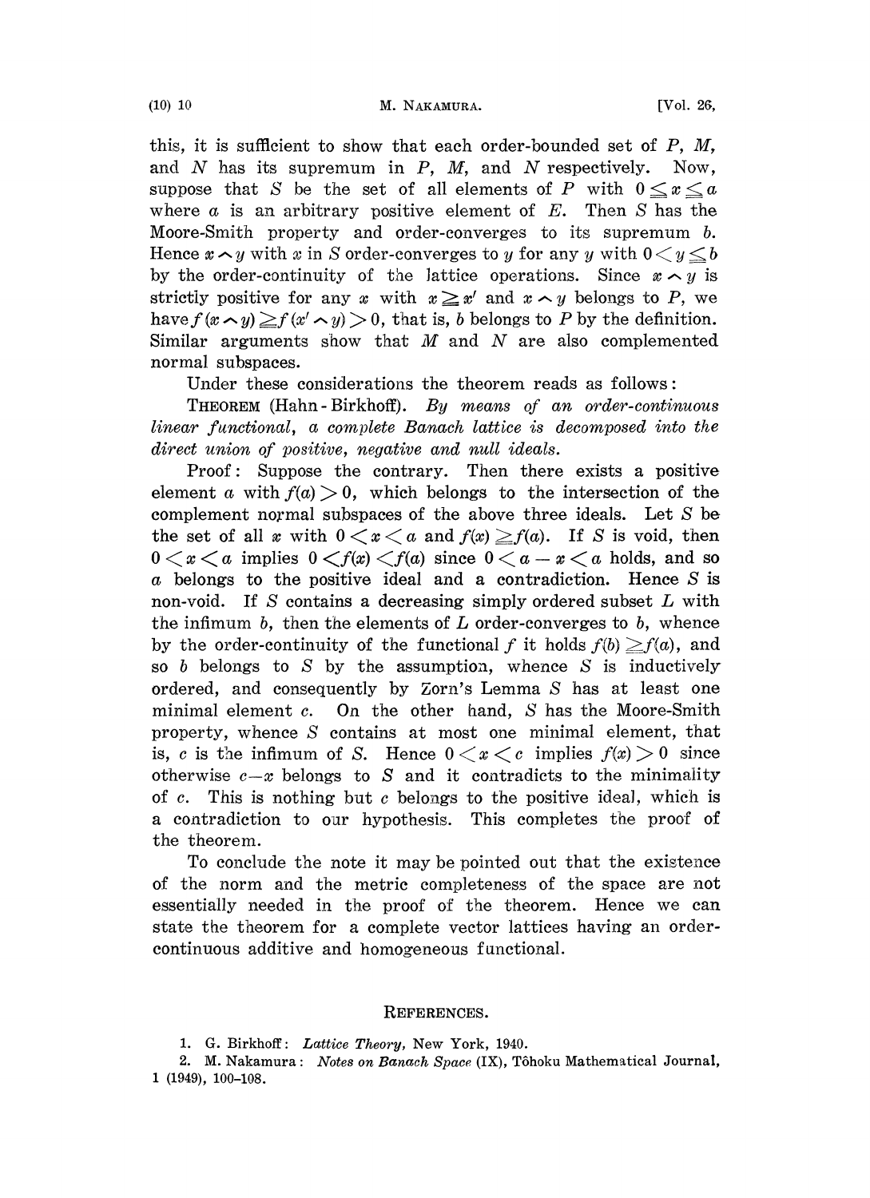this, it is sufficient to show that each order-bounded set of $P$, $M$, and $N$ has its supremum in $P$, $M$, and $N$ respectively. Now, suppose that $S$ be the set of all elements of $P$ with $0 \leqq x \leqq a$ where $a$ is an arbitrary positive element of $E$. Then $S$ has the Moore-Smith property and order-converges to its supremum $b$. Hence $x \frown y$ with $x$ in $S$ order-converges to $y$ for any $y$ with $0 < y \leqq b$ by the order-continuity of the lattice operations. Since $x \frown y$ is strictly positive for any $x$ with $x \geqq x'$ and $x \frown y$ belongs to $P$, we have $f(x \frown y) \geqq f(x' \frown y) > 0$, that is, $b$ belongs to $P$ by the definition. Similar arguments show that $M$ and $N$ are also complemented normal subspaces.

Under these considerations the theorem reads as follows:

THEOREM (Hahn-Birkhoff). *By means of an order-continuous linear functional, a complete Banach lattice is decomposed into the direct union of positive, negative and null ideals.*

Proof: Suppose the contrary. Then there exists a positive element $a$ with $f(a) > 0$, which belongs to the intersection of the complement normal subspaces of the above three ideals. Let $S$ be the set of all $x$ with $0 < x < a$ and $f(x) \geqq f(a)$. If $S$ is void, then $0 < x < a$ implies $0 < f(x) < f(a)$ since $0 < a - x < a$ holds, and so $a$ belongs to the positive ideal and a contradiction. Hence $S$ is non-void. If $S$ contains a decreasing simply ordered subset $L$ with the infimum $b$, then the elements of $L$ order-converges to $b$, whence by the order-continuity of the functional $f$ it holds $f(b) \geqq f(a)$, and so $b$ belongs to $S$ by the assumption, whence $S$ is inductively ordered, and consequently by Zorn's Lemma $S$ has at least one minimal element $c$. On the other hand, $S$ has the Moore-Smith property, whence $S$ contains at most one minimal element, that is, $c$ is the infimum of $S$. Hence $0 < x < c$ implies $f(x) > 0$ since otherwise $c - x$ belongs to $S$ and it contradicts to the minimality of $c$. This is nothing but $c$ belongs to the positive ideal, which is a contradiction to our hypothesis. This completes the proof of the theorem.

To conclude the note it may be pointed out that the existence of the norm and the metric completeness of the space are not essentially needed in the proof of the theorem. Hence we can state the theorem for a complete vector lattices having an order-continuous additive and homogeneous functional.

## REFERENCES.

1. G. Birkhoff: *Lattice Theory*, New York, 1940.
2. M. Nakamura: *Notes on Banach Space* (IX), Tôhoku Mathematical Journal, 1 (1949), 100–108.